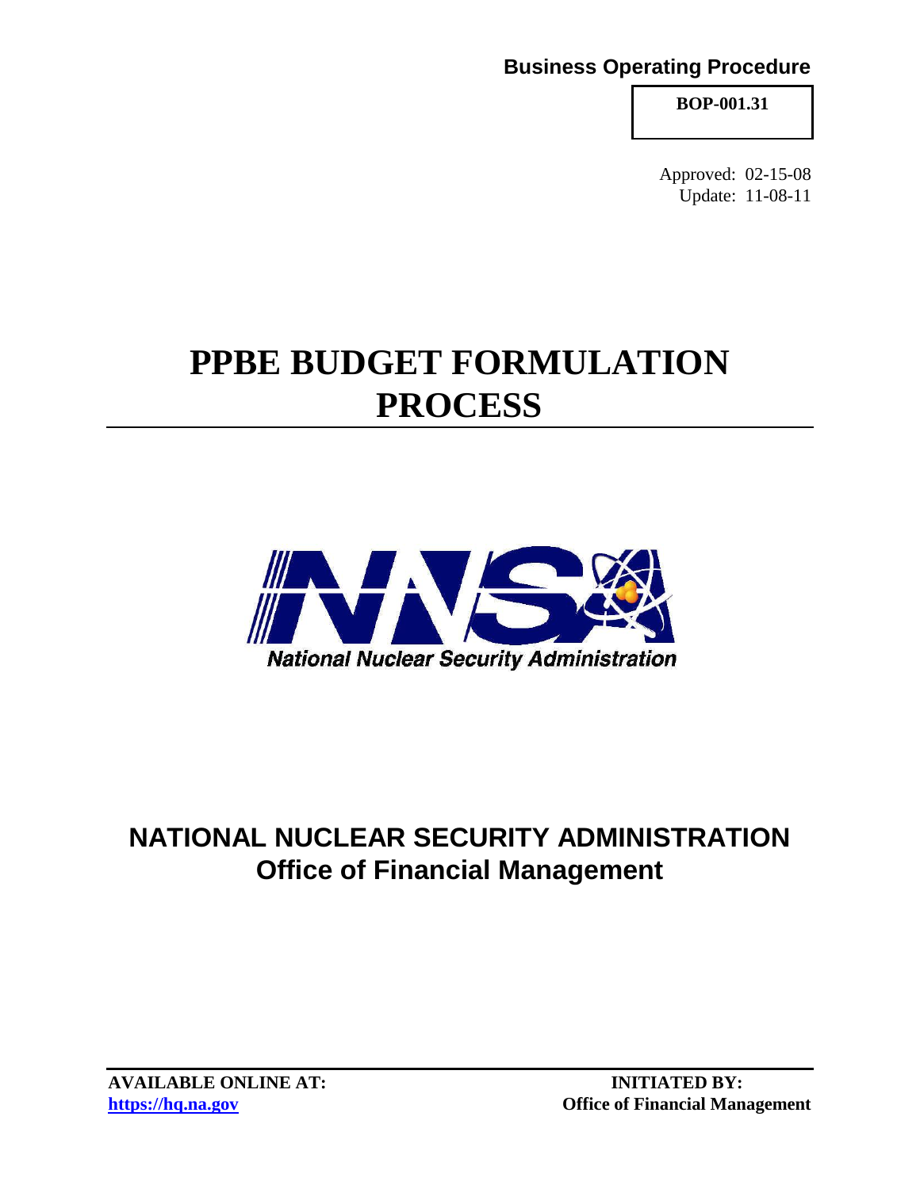**Business Operating Procedure**

**BOP-001.31**

Approved: 02-15-08
Update: 11-08-11

# PPBE BUDGET FORMULATION PROCESS

## NATIONAL NUCLEAR SECURITY ADMINISTRATION
## Office of Financial Management

**AVAILABLE ONLINE AT:**
**https://hq.na.gov**

**INITIATED BY:**
**Office of Financial Management**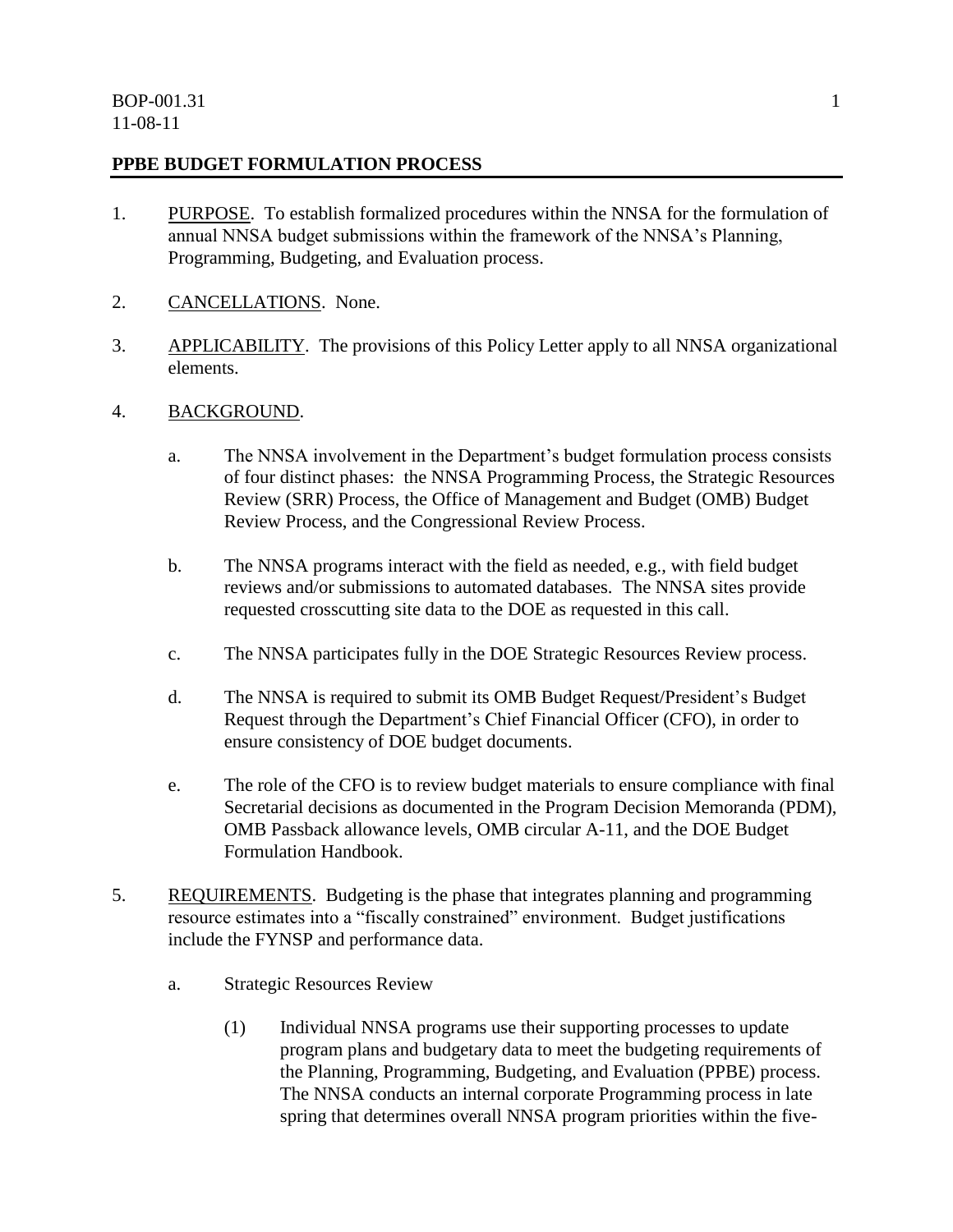BOP-001.31
11-08-11

## PPBE BUDGET FORMULATION PROCESS

1. PURPOSE. To establish formalized procedures within the NNSA for the formulation of annual NNSA budget submissions within the framework of the NNSA's Planning, Programming, Budgeting, and Evaluation process.

2. CANCELLATIONS. None.

3. APPLICABILITY. The provisions of this Policy Letter apply to all NNSA organizational elements.

4. BACKGROUND.

   a. The NNSA involvement in the Department's budget formulation process consists of four distinct phases: the NNSA Programming Process, the Strategic Resources Review (SRR) Process, the Office of Management and Budget (OMB) Budget Review Process, and the Congressional Review Process.

   b. The NNSA programs interact with the field as needed, e.g., with field budget reviews and/or submissions to automated databases. The NNSA sites provide requested crosscutting site data to the DOE as requested in this call.

   c. The NNSA participates fully in the DOE Strategic Resources Review process.

   d. The NNSA is required to submit its OMB Budget Request/President's Budget Request through the Department's Chief Financial Officer (CFO), in order to ensure consistency of DOE budget documents.

   e. The role of the CFO is to review budget materials to ensure compliance with final Secretarial decisions as documented in the Program Decision Memoranda (PDM), OMB Passback allowance levels, OMB circular A-11, and the DOE Budget Formulation Handbook.

5. REQUIREMENTS. Budgeting is the phase that integrates planning and programming resource estimates into a "fiscally constrained" environment. Budget justifications include the FYNSP and performance data.

   a. Strategic Resources Review

      (1) Individual NNSA programs use their supporting processes to update program plans and budgetary data to meet the budgeting requirements of the Planning, Programming, Budgeting, and Evaluation (PPBE) process. The NNSA conducts an internal corporate Programming process in late spring that determines overall NNSA program priorities within the five-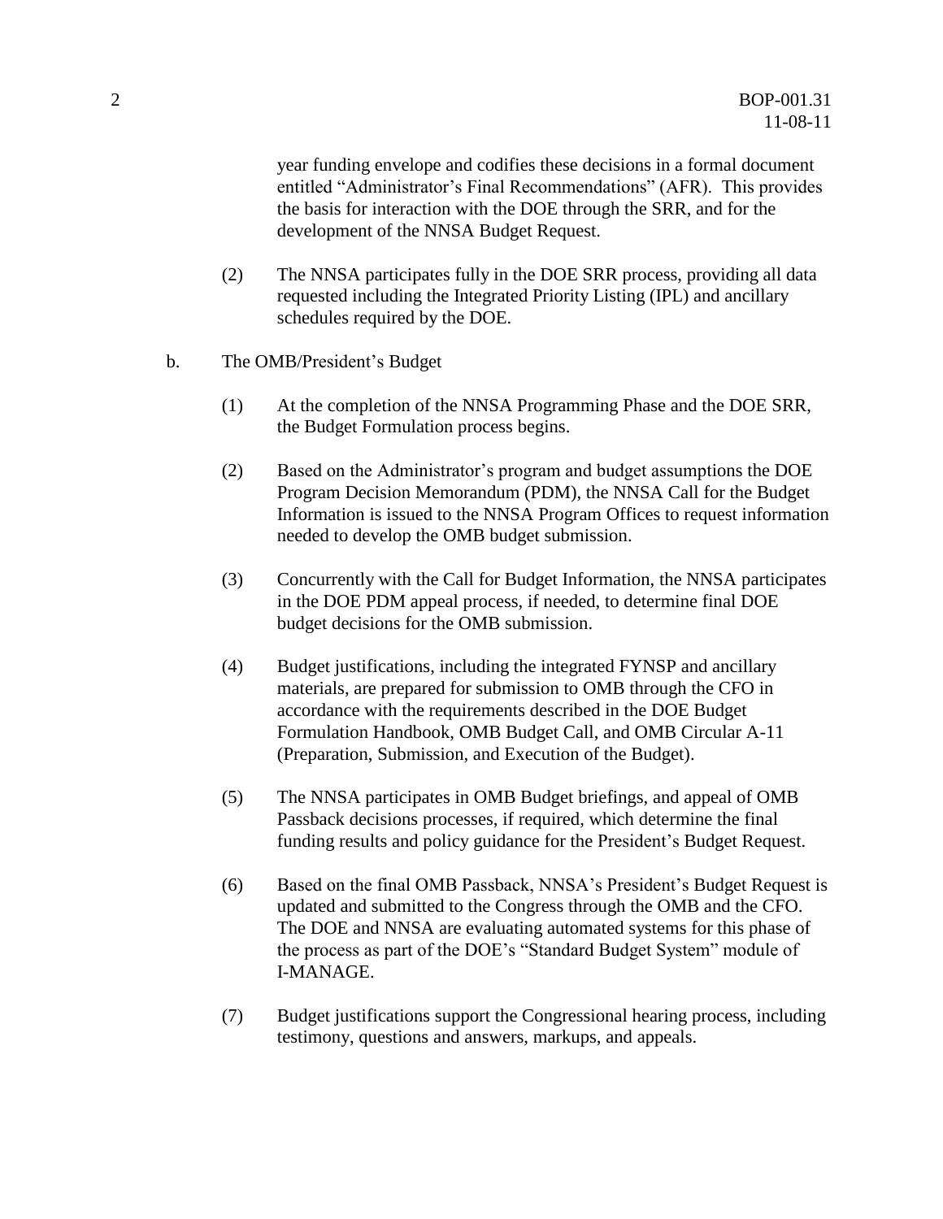year funding envelope and codifies these decisions in a formal document entitled "Administrator's Final Recommendations" (AFR). This provides the basis for interaction with the DOE through the SRR, and for the development of the NNSA Budget Request.

(2) The NNSA participates fully in the DOE SRR process, providing all data requested including the Integrated Priority Listing (IPL) and ancillary schedules required by the DOE.

b. The OMB/President's Budget

(1) At the completion of the NNSA Programming Phase and the DOE SRR, the Budget Formulation process begins.

(2) Based on the Administrator's program and budget assumptions the DOE Program Decision Memorandum (PDM), the NNSA Call for the Budget Information is issued to the NNSA Program Offices to request information needed to develop the OMB budget submission.

(3) Concurrently with the Call for Budget Information, the NNSA participates in the DOE PDM appeal process, if needed, to determine final DOE budget decisions for the OMB submission.

(4) Budget justifications, including the integrated FYNSP and ancillary materials, are prepared for submission to OMB through the CFO in accordance with the requirements described in the DOE Budget Formulation Handbook, OMB Budget Call, and OMB Circular A-11 (Preparation, Submission, and Execution of the Budget).

(5) The NNSA participates in OMB Budget briefings, and appeal of OMB Passback decisions processes, if required, which determine the final funding results and policy guidance for the President's Budget Request.

(6) Based on the final OMB Passback, NNSA's President's Budget Request is updated and submitted to the Congress through the OMB and the CFO. The DOE and NNSA are evaluating automated systems for this phase of the process as part of the DOE's "Standard Budget System" module of I-MANAGE.

(7) Budget justifications support the Congressional hearing process, including testimony, questions and answers, markups, and appeals.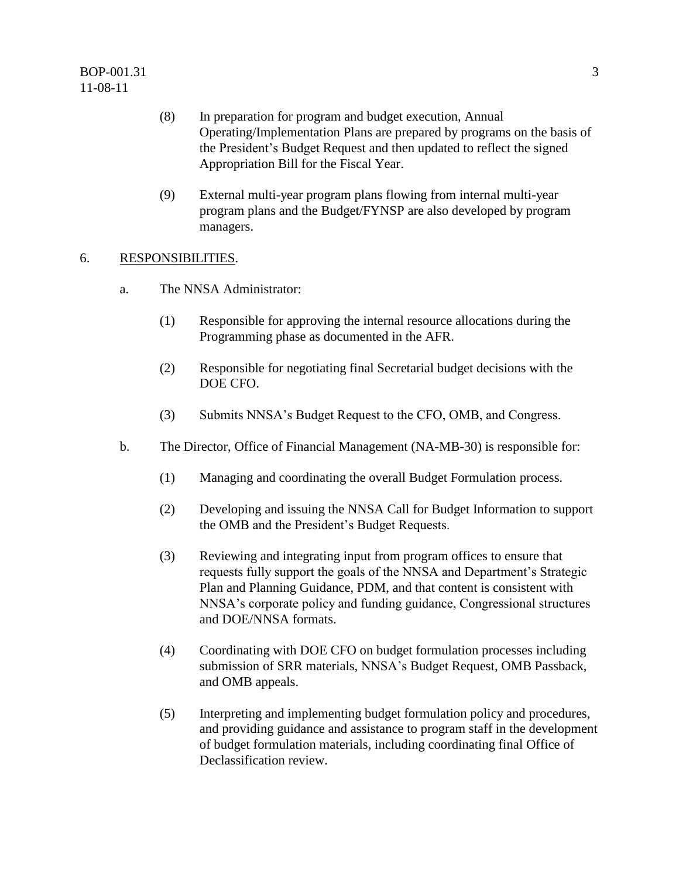(8) In preparation for program and budget execution, Annual Operating/Implementation Plans are prepared by programs on the basis of the President's Budget Request and then updated to reflect the signed Appropriation Bill for the Fiscal Year.

(9) External multi-year program plans flowing from internal multi-year program plans and the Budget/FYNSP are also developed by program managers.

6. <u>RESPONSIBILITIES</u>.

a. The NNSA Administrator:

(1) Responsible for approving the internal resource allocations during the Programming phase as documented in the AFR.

(2) Responsible for negotiating final Secretarial budget decisions with the DOE CFO.

(3) Submits NNSA's Budget Request to the CFO, OMB, and Congress.

b. The Director, Office of Financial Management (NA-MB-30) is responsible for:

(1) Managing and coordinating the overall Budget Formulation process.

(2) Developing and issuing the NNSA Call for Budget Information to support the OMB and the President's Budget Requests.

(3) Reviewing and integrating input from program offices to ensure that requests fully support the goals of the NNSA and Department's Strategic Plan and Planning Guidance, PDM, and that content is consistent with NNSA's corporate policy and funding guidance, Congressional structures and DOE/NNSA formats.

(4) Coordinating with DOE CFO on budget formulation processes including submission of SRR materials, NNSA's Budget Request, OMB Passback, and OMB appeals.

(5) Interpreting and implementing budget formulation policy and procedures, and providing guidance and assistance to program staff in the development of budget formulation materials, including coordinating final Office of Declassification review.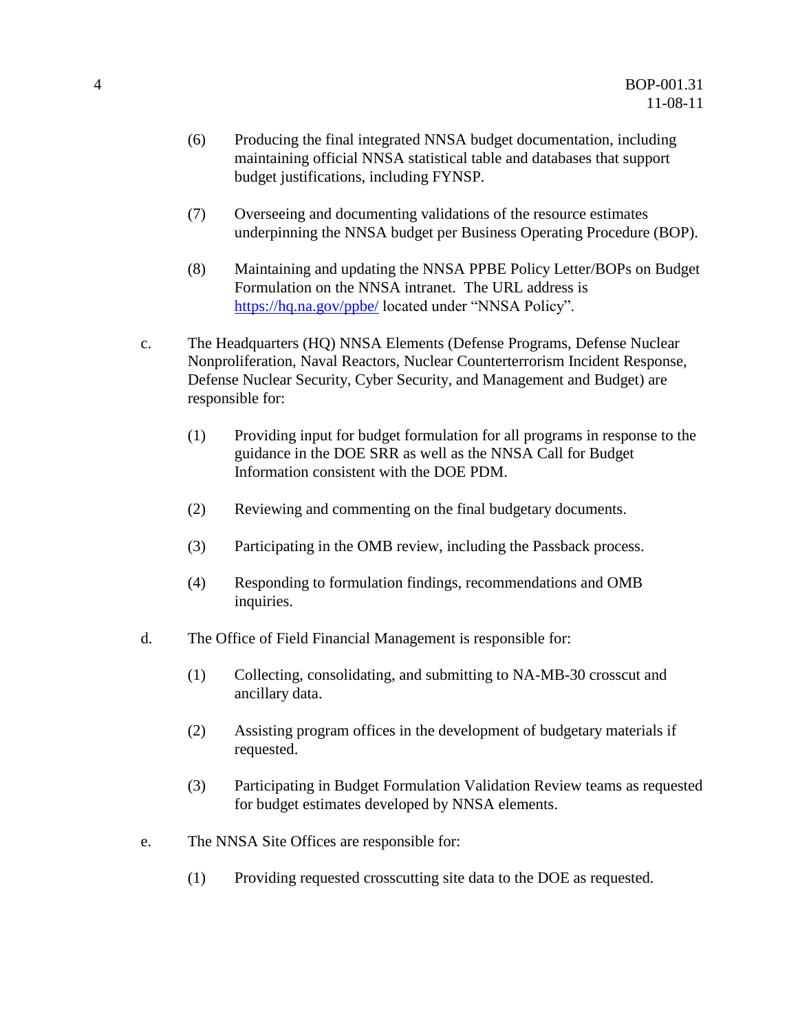(6) Producing the final integrated NNSA budget documentation, including maintaining official NNSA statistical table and databases that support budget justifications, including FYNSP.

(7) Overseeing and documenting validations of the resource estimates underpinning the NNSA budget per Business Operating Procedure (BOP).

(8) Maintaining and updating the NNSA PPBE Policy Letter/BOPs on Budget Formulation on the NNSA intranet. The URL address is https://hq.na.gov/ppbe/ located under "NNSA Policy".

c. The Headquarters (HQ) NNSA Elements (Defense Programs, Defense Nuclear Nonproliferation, Naval Reactors, Nuclear Counterterrorism Incident Response, Defense Nuclear Security, Cyber Security, and Management and Budget) are responsible for:

(1) Providing input for budget formulation for all programs in response to the guidance in the DOE SRR as well as the NNSA Call for Budget Information consistent with the DOE PDM.

(2) Reviewing and commenting on the final budgetary documents.

(3) Participating in the OMB review, including the Passback process.

(4) Responding to formulation findings, recommendations and OMB inquiries.

d. The Office of Field Financial Management is responsible for:

(1) Collecting, consolidating, and submitting to NA-MB-30 crosscut and ancillary data.

(2) Assisting program offices in the development of budgetary materials if requested.

(3) Participating in Budget Formulation Validation Review teams as requested for budget estimates developed by NNSA elements.

e. The NNSA Site Offices are responsible for:

(1) Providing requested crosscutting site data to the DOE as requested.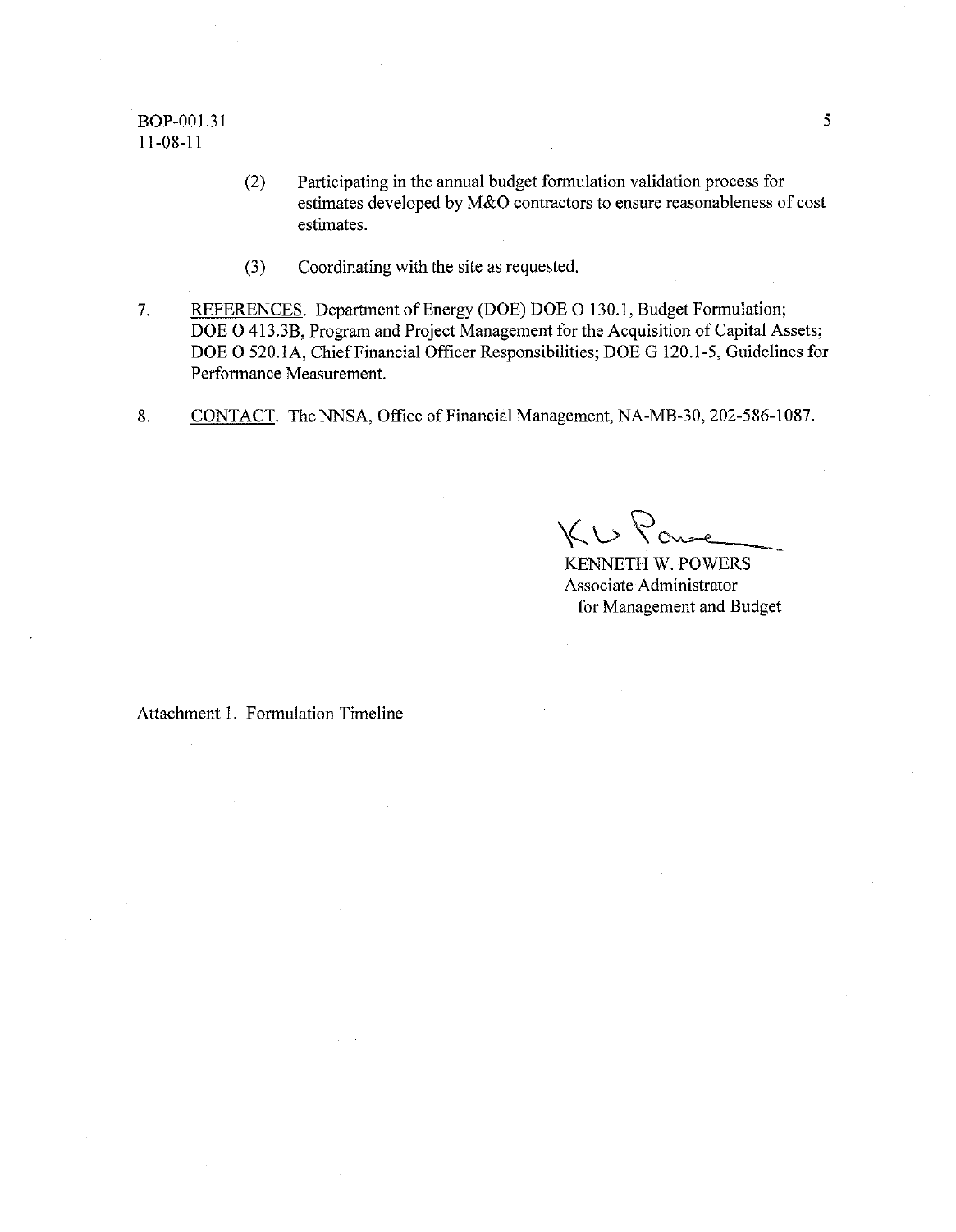(2) Participating in the annual budget formulation validation process for estimates developed by M&O contractors to ensure reasonableness of cost estimates.

(3) Coordinating with the site as requested.

7. REFERENCES. Department of Energy (DOE) DOE O 130.1, Budget Formulation; DOE O 413.3B, Program and Project Management for the Acquisition of Capital Assets; DOE O 520.1A, Chief Financial Officer Responsibilities; DOE G 120.1-5, Guidelines for Performance Measurement.

8. CONTACT. The NNSA, Office of Financial Management, NA-MB-30, 202-586-1087.

KENNETH W. POWERS
Associate Administrator
for Management and Budget

Attachment 1. Formulation Timeline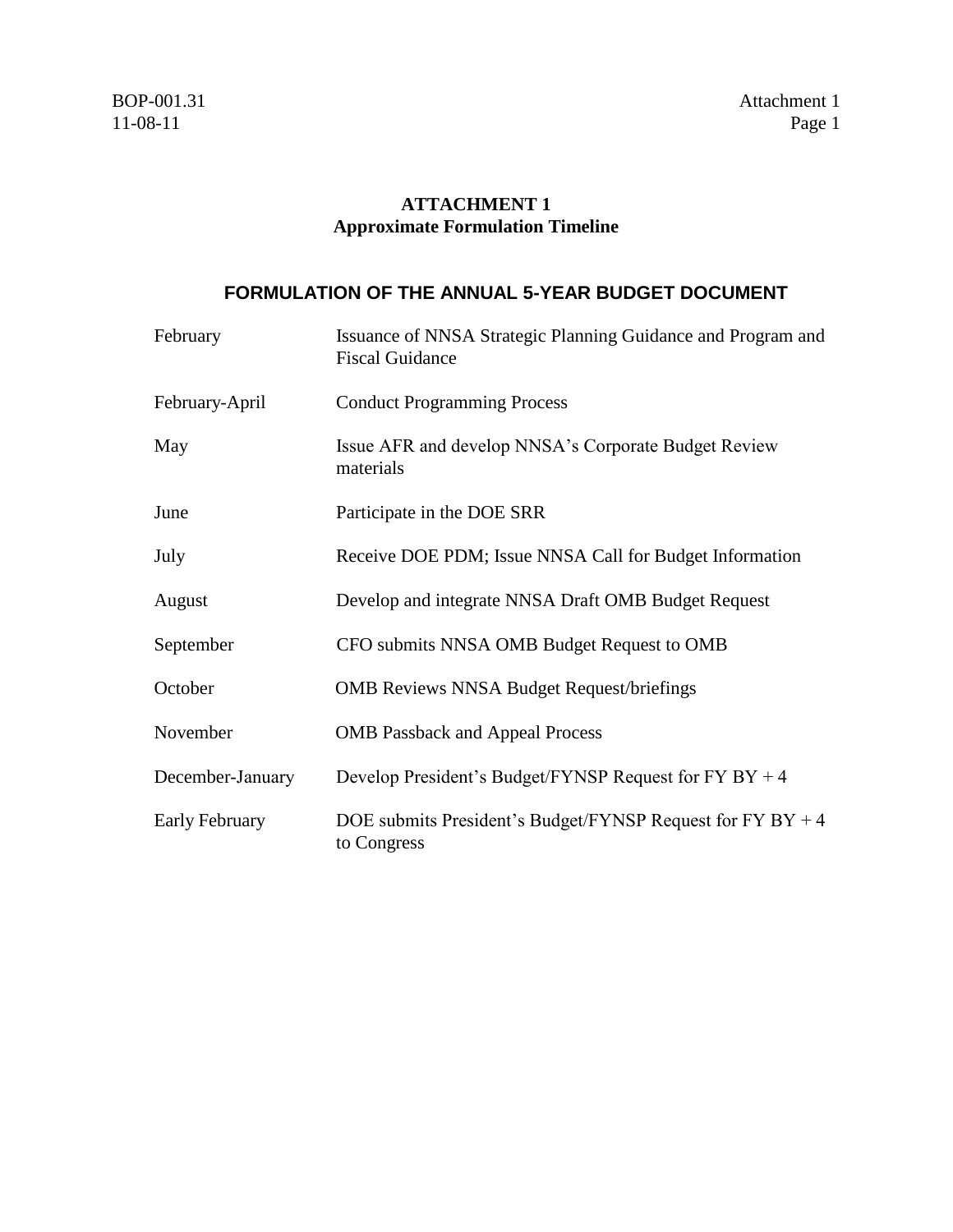# ATTACHMENT 1

## Approximate Formulation Timeline

## FORMULATION OF THE ANNUAL 5-YEAR BUDGET DOCUMENT

| | |
|---|---|
| February | Issuance of NNSA Strategic Planning Guidance and Program and Fiscal Guidance |
| February-April | Conduct Programming Process |
| May | Issue AFR and develop NNSA's Corporate Budget Review materials |
| June | Participate in the DOE SRR |
| July | Receive DOE PDM; Issue NNSA Call for Budget Information |
| August | Develop and integrate NNSA Draft OMB Budget Request |
| September | CFO submits NNSA OMB Budget Request to OMB |
| October | OMB Reviews NNSA Budget Request/briefings |
| November | OMB Passback and Appeal Process |
| December-January | Develop President's Budget/FYNSP Request for FY BY + 4 |
| Early February | DOE submits President's Budget/FYNSP Request for FY BY + 4 to Congress |